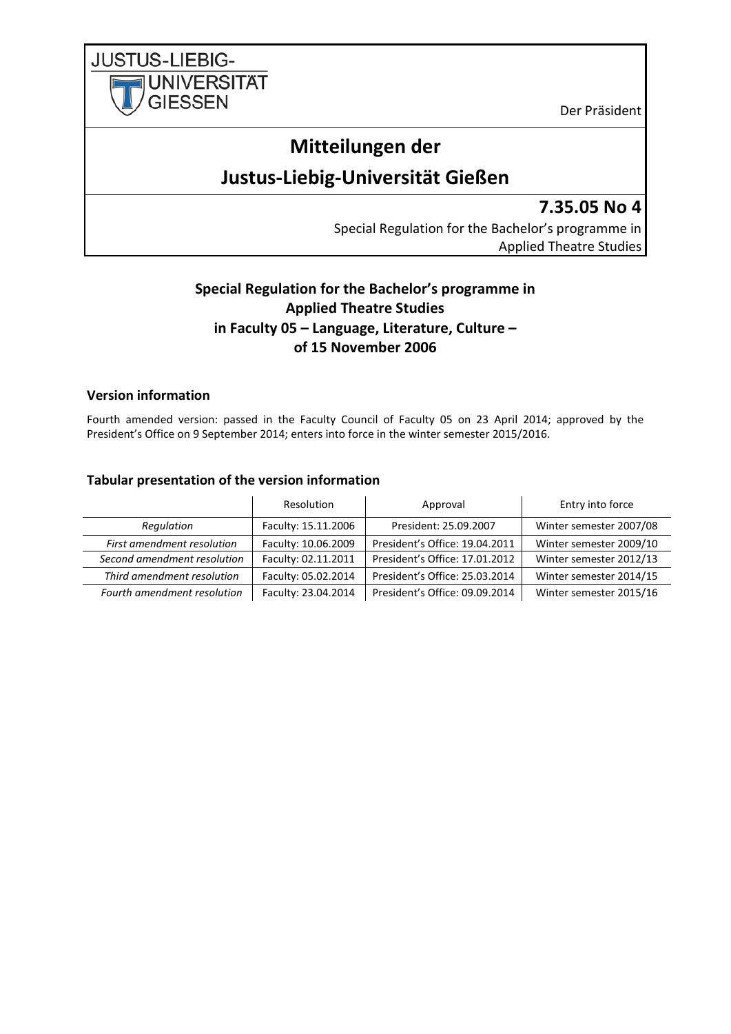JUSTUS-LIEBIG-UNIVERSITÄT GIESSEN

Der Präsident

# Mitteilungen der Justus-Liebig-Universität Gießen

**7.35.05 No 4**

Special Regulation for the Bachelor's programme in Applied Theatre Studies

## Special Regulation for the Bachelor's programme in Applied Theatre Studies in Faculty 05 – Language, Literature, Culture – of 15 November 2006

### Version information

Fourth amended version: passed in the Faculty Council of Faculty 05 on 23 April 2014; approved by the President's Office on 9 September 2014; enters into force in the winter semester 2015/2016.

### Tabular presentation of the version information

| | Resolution | Approval | Entry into force |
|---|---|---|---|
| *Regulation* | Faculty: 15.11.2006 | President: 25.09.2007 | Winter semester 2007/08 |
| *First amendment resolution* | Faculty: 10.06.2009 | President's Office: 19.04.2011 | Winter semester 2009/10 |
| *Second amendment resolution* | Faculty: 02.11.2011 | President's Office: 17.01.2012 | Winter semester 2012/13 |
| *Third amendment resolution* | Faculty: 05.02.2014 | President's Office: 25.03.2014 | Winter semester 2014/15 |
| *Fourth amendment resolution* | Faculty: 23.04.2014 | President's Office: 09.09.2014 | Winter semester 2015/16 |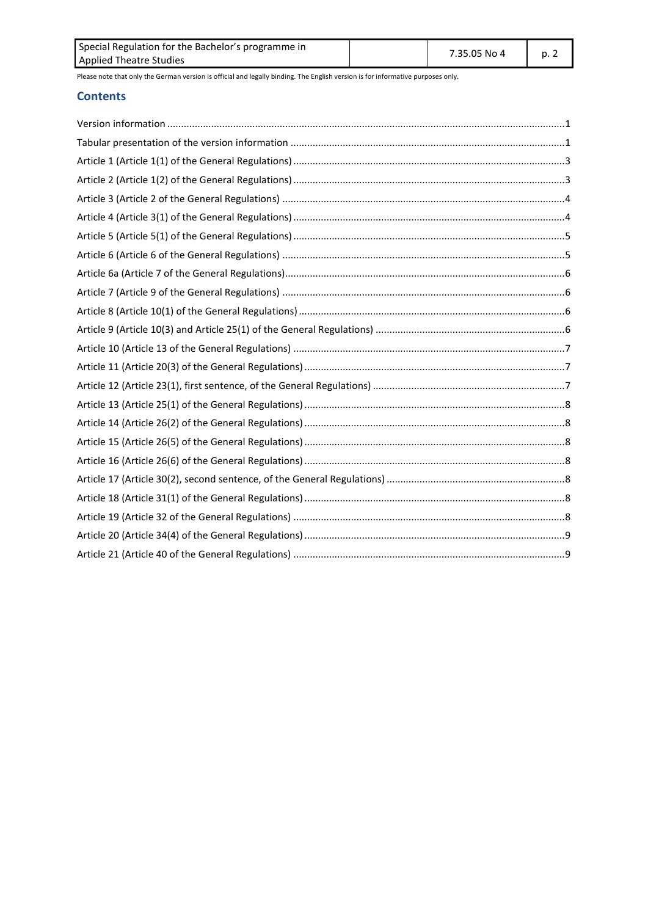Please note that only the German version is official and legally binding. The English version is for informative purposes only.

## Contents

Version information ....................................................................................................................................1
Tabular presentation of the version information ........................................................................................1
Article 1 (Article 1(1) of the General Regulations) .....................................................................................3
Article 2 (Article 1(2) of the General Regulations) .....................................................................................3
Article 3 (Article 2 of the General Regulations) ..........................................................................................4
Article 4 (Article 3(1) of the General Regulations) .....................................................................................4
Article 5 (Article 5(1) of the General Regulations) .....................................................................................5
Article 6 (Article 6 of the General Regulations) ..........................................................................................5
Article 6a (Article 7 of the General Regulations)..........................................................................................6
Article 7 (Article 9 of the General Regulations) ..........................................................................................6
Article 8 (Article 10(1) of the General Regulations) ...................................................................................6
Article 9 (Article 10(3) and Article 25(1) of the General Regulations) ........................................................6
Article 10 (Article 13 of the General Regulations) ......................................................................................7
Article 11 (Article 20(3) of the General Regulations) .................................................................................7
Article 12 (Article 23(1), first sentence, of the General Regulations) ........................................................7
Article 13 (Article 25(1) of the General Regulations) .................................................................................8
Article 14 (Article 26(2) of the General Regulations) .................................................................................8
Article 15 (Article 26(5) of the General Regulations) .................................................................................8
Article 16 (Article 26(6) of the General Regulations) .................................................................................8
Article 17 (Article 30(2), second sentence, of the General Regulations) ...................................................8
Article 18 (Article 31(1) of the General Regulations) .................................................................................8
Article 19 (Article 32 of the General Regulations) ......................................................................................8
Article 20 (Article 34(4) of the General Regulations) .................................................................................9
Article 21 (Article 40 of the General Regulations) ......................................................................................9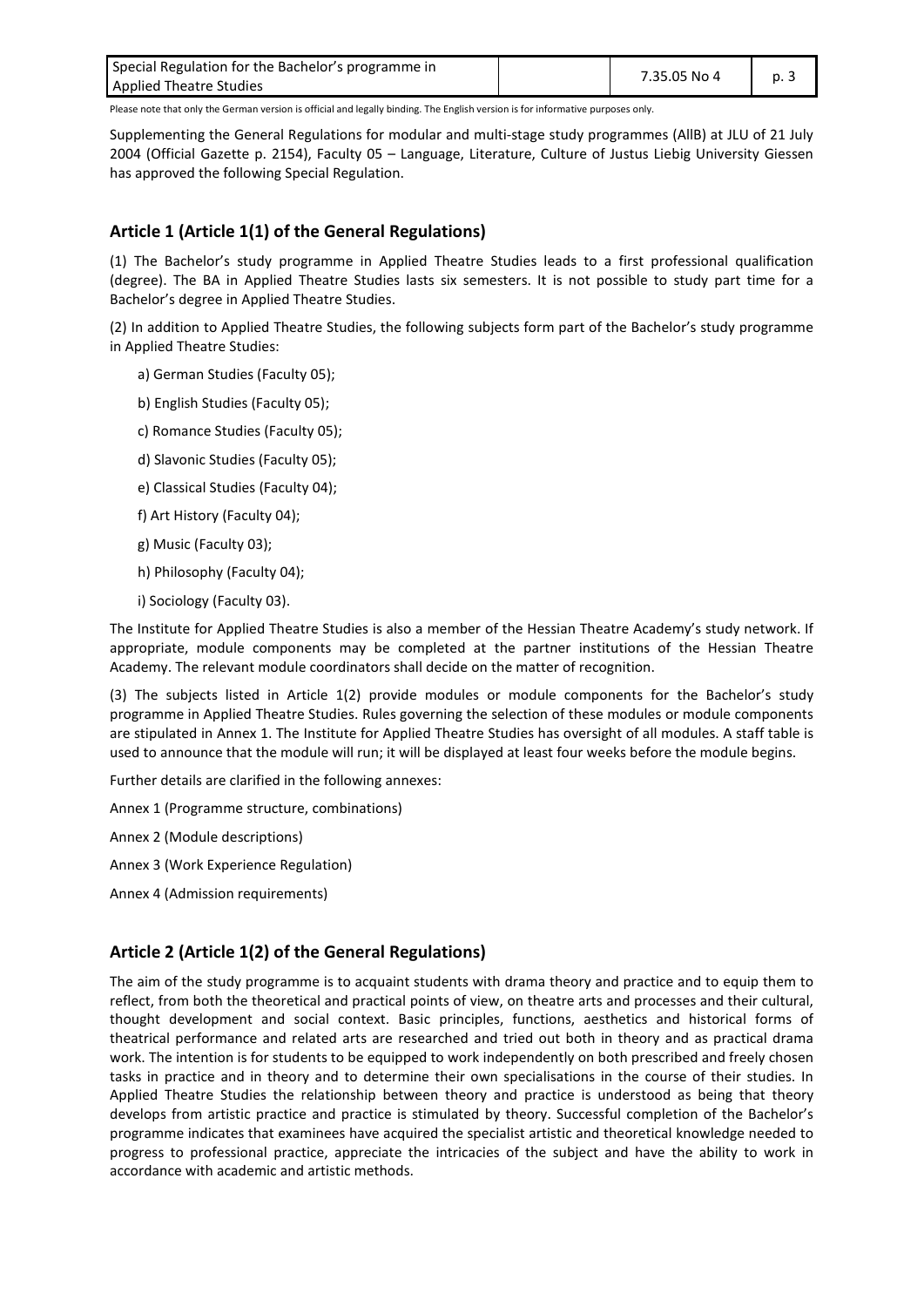Please note that only the German version is official and legally binding. The English version is for informative purposes only.

Supplementing the General Regulations for modular and multi-stage study programmes (AllB) at JLU of 21 July 2004 (Official Gazette p. 2154), Faculty 05 – Language, Literature, Culture of Justus Liebig University Giessen has approved the following Special Regulation.

## Article 1 (Article 1(1) of the General Regulations)

(1) The Bachelor's study programme in Applied Theatre Studies leads to a first professional qualification (degree). The BA in Applied Theatre Studies lasts six semesters. It is not possible to study part time for a Bachelor's degree in Applied Theatre Studies.

(2) In addition to Applied Theatre Studies, the following subjects form part of the Bachelor's study programme in Applied Theatre Studies:

a) German Studies (Faculty 05);

b) English Studies (Faculty 05);

c) Romance Studies (Faculty 05);

d) Slavonic Studies (Faculty 05);

e) Classical Studies (Faculty 04);

f) Art History (Faculty 04);

g) Music (Faculty 03);

h) Philosophy (Faculty 04);

i) Sociology (Faculty 03).

The Institute for Applied Theatre Studies is also a member of the Hessian Theatre Academy's study network. If appropriate, module components may be completed at the partner institutions of the Hessian Theatre Academy. The relevant module coordinators shall decide on the matter of recognition.

(3) The subjects listed in Article 1(2) provide modules or module components for the Bachelor's study programme in Applied Theatre Studies. Rules governing the selection of these modules or module components are stipulated in Annex 1. The Institute for Applied Theatre Studies has oversight of all modules. A staff table is used to announce that the module will run; it will be displayed at least four weeks before the module begins.

Further details are clarified in the following annexes:

Annex 1 (Programme structure, combinations)

Annex 2 (Module descriptions)

Annex 3 (Work Experience Regulation)

Annex 4 (Admission requirements)

## Article 2 (Article 1(2) of the General Regulations)

The aim of the study programme is to acquaint students with drama theory and practice and to equip them to reflect, from both the theoretical and practical points of view, on theatre arts and processes and their cultural, thought development and social context. Basic principles, functions, aesthetics and historical forms of theatrical performance and related arts are researched and tried out both in theory and as practical drama work. The intention is for students to be equipped to work independently on both prescribed and freely chosen tasks in practice and in theory and to determine their own specialisations in the course of their studies. In Applied Theatre Studies the relationship between theory and practice is understood as being that theory develops from artistic practice and practice is stimulated by theory. Successful completion of the Bachelor's programme indicates that examinees have acquired the specialist artistic and theoretical knowledge needed to progress to professional practice, appreciate the intricacies of the subject and have the ability to work in accordance with academic and artistic methods.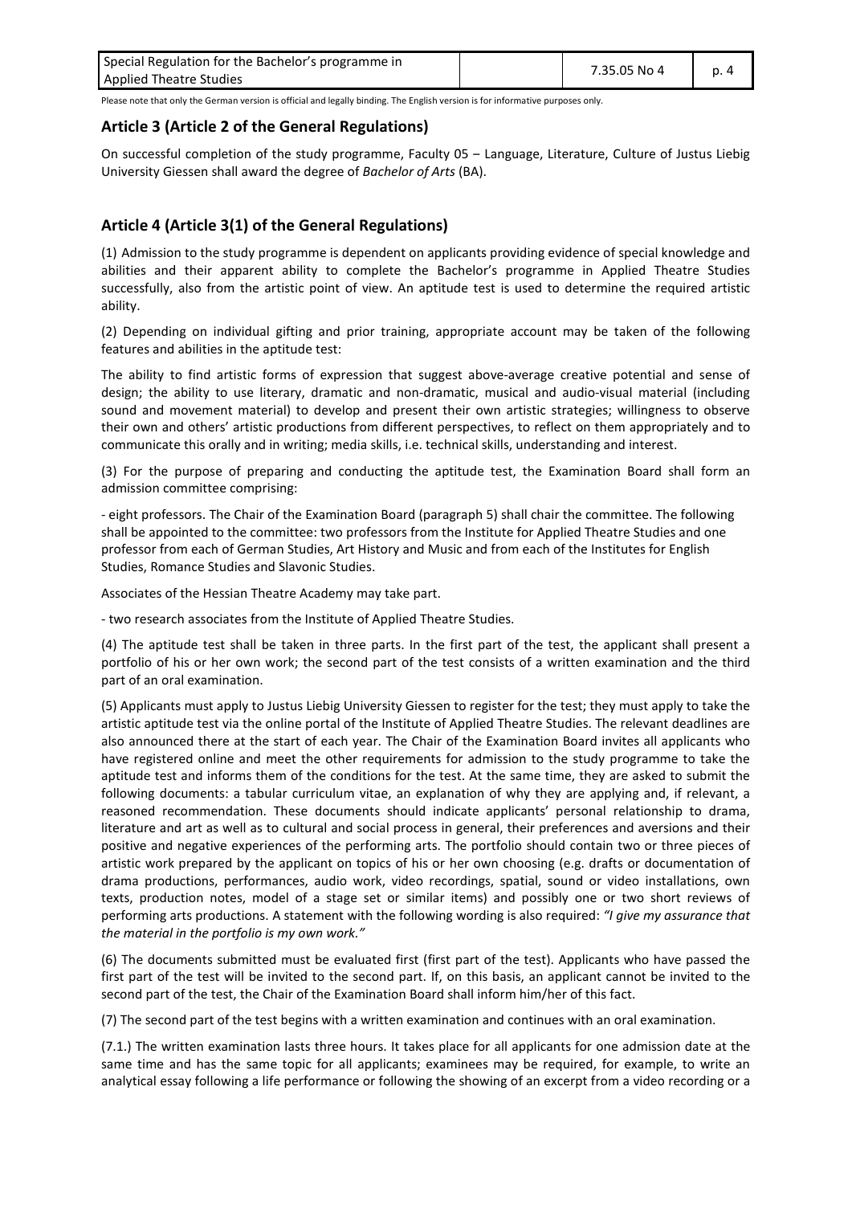## Article 3 (Article 2 of the General Regulations)

On successful completion of the study programme, Faculty 05 – Language, Literature, Culture of Justus Liebig University Giessen shall award the degree of *Bachelor of Arts* (BA).

## Article 4 (Article 3(1) of the General Regulations)

(1) Admission to the study programme is dependent on applicants providing evidence of special knowledge and abilities and their apparent ability to complete the Bachelor's programme in Applied Theatre Studies successfully, also from the artistic point of view. An aptitude test is used to determine the required artistic ability.

(2) Depending on individual gifting and prior training, appropriate account may be taken of the following features and abilities in the aptitude test:

The ability to find artistic forms of expression that suggest above-average creative potential and sense of design; the ability to use literary, dramatic and non-dramatic, musical and audio-visual material (including sound and movement material) to develop and present their own artistic strategies; willingness to observe their own and others' artistic productions from different perspectives, to reflect on them appropriately and to communicate this orally and in writing; media skills, i.e. technical skills, understanding and interest.

(3) For the purpose of preparing and conducting the aptitude test, the Examination Board shall form an admission committee comprising:

- eight professors. The Chair of the Examination Board (paragraph 5) shall chair the committee. The following shall be appointed to the committee: two professors from the Institute for Applied Theatre Studies and one professor from each of German Studies, Art History and Music and from each of the Institutes for English Studies, Romance Studies and Slavonic Studies.

Associates of the Hessian Theatre Academy may take part.

- two research associates from the Institute of Applied Theatre Studies.

(4) The aptitude test shall be taken in three parts. In the first part of the test, the applicant shall present a portfolio of his or her own work; the second part of the test consists of a written examination and the third part of an oral examination.

(5) Applicants must apply to Justus Liebig University Giessen to register for the test; they must apply to take the artistic aptitude test via the online portal of the Institute of Applied Theatre Studies. The relevant deadlines are also announced there at the start of each year. The Chair of the Examination Board invites all applicants who have registered online and meet the other requirements for admission to the study programme to take the aptitude test and informs them of the conditions for the test. At the same time, they are asked to submit the following documents: a tabular curriculum vitae, an explanation of why they are applying and, if relevant, a reasoned recommendation. These documents should indicate applicants' personal relationship to drama, literature and art as well as to cultural and social process in general, their preferences and aversions and their positive and negative experiences of the performing arts. The portfolio should contain two or three pieces of artistic work prepared by the applicant on topics of his or her own choosing (e.g. drafts or documentation of drama productions, performances, audio work, video recordings, spatial, sound or video installations, own texts, production notes, model of a stage set or similar items) and possibly one or two short reviews of performing arts productions. A statement with the following wording is also required: *"I give my assurance that the material in the portfolio is my own work."*

(6) The documents submitted must be evaluated first (first part of the test). Applicants who have passed the first part of the test will be invited to the second part. If, on this basis, an applicant cannot be invited to the second part of the test, the Chair of the Examination Board shall inform him/her of this fact.

(7) The second part of the test begins with a written examination and continues with an oral examination.

(7.1.) The written examination lasts three hours. It takes place for all applicants for one admission date at the same time and has the same topic for all applicants; examinees may be required, for example, to write an analytical essay following a life performance or following the showing of an excerpt from a video recording or a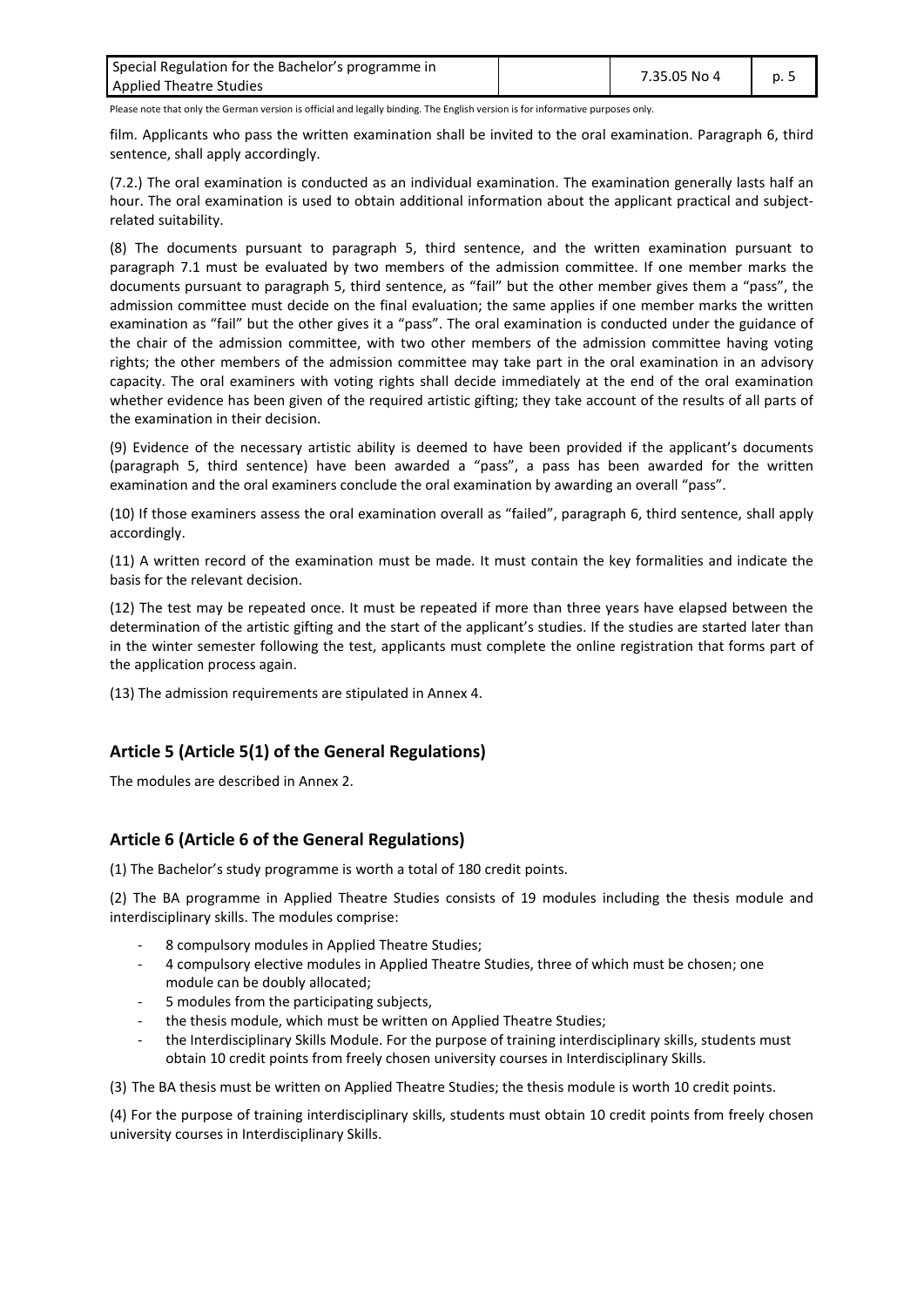Please note that only the German version is official and legally binding. The English version is for informative purposes only.

film. Applicants who pass the written examination shall be invited to the oral examination. Paragraph 6, third sentence, shall apply accordingly.

(7.2.) The oral examination is conducted as an individual examination. The examination generally lasts half an hour. The oral examination is used to obtain additional information about the applicant practical and subject-related suitability.

(8) The documents pursuant to paragraph 5, third sentence, and the written examination pursuant to paragraph 7.1 must be evaluated by two members of the admission committee. If one member marks the documents pursuant to paragraph 5, third sentence, as "fail" but the other member gives them a "pass", the admission committee must decide on the final evaluation; the same applies if one member marks the written examination as "fail" but the other gives it a "pass". The oral examination is conducted under the guidance of the chair of the admission committee, with two other members of the admission committee having voting rights; the other members of the admission committee may take part in the oral examination in an advisory capacity. The oral examiners with voting rights shall decide immediately at the end of the oral examination whether evidence has been given of the required artistic gifting; they take account of the results of all parts of the examination in their decision.

(9) Evidence of the necessary artistic ability is deemed to have been provided if the applicant's documents (paragraph 5, third sentence) have been awarded a "pass", a pass has been awarded for the written examination and the oral examiners conclude the oral examination by awarding an overall "pass".

(10) If those examiners assess the oral examination overall as "failed", paragraph 6, third sentence, shall apply accordingly.

(11) A written record of the examination must be made. It must contain the key formalities and indicate the basis for the relevant decision.

(12) The test may be repeated once. It must be repeated if more than three years have elapsed between the determination of the artistic gifting and the start of the applicant's studies. If the studies are started later than in the winter semester following the test, applicants must complete the online registration that forms part of the application process again.

(13) The admission requirements are stipulated in Annex 4.

## Article 5 (Article 5(1) of the General Regulations)

The modules are described in Annex 2.

## Article 6 (Article 6 of the General Regulations)

(1) The Bachelor's study programme is worth a total of 180 credit points.

(2) The BA programme in Applied Theatre Studies consists of 19 modules including the thesis module and interdisciplinary skills. The modules comprise:

- 8 compulsory modules in Applied Theatre Studies;
- 4 compulsory elective modules in Applied Theatre Studies, three of which must be chosen; one module can be doubly allocated;
- 5 modules from the participating subjects,
- the thesis module, which must be written on Applied Theatre Studies;
- the Interdisciplinary Skills Module. For the purpose of training interdisciplinary skills, students must obtain 10 credit points from freely chosen university courses in Interdisciplinary Skills.

(3) The BA thesis must be written on Applied Theatre Studies; the thesis module is worth 10 credit points.

(4) For the purpose of training interdisciplinary skills, students must obtain 10 credit points from freely chosen university courses in Interdisciplinary Skills.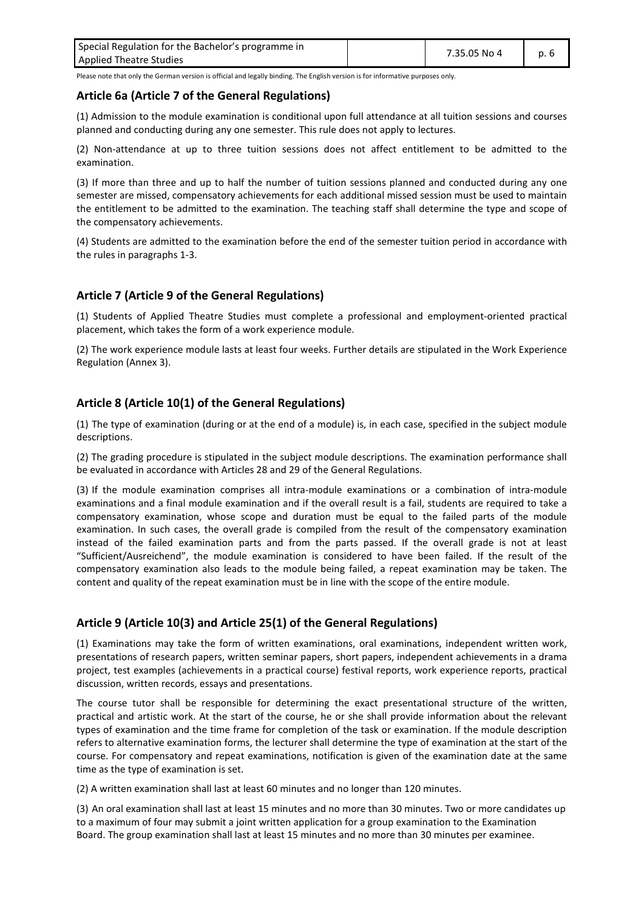Please note that only the German version is official and legally binding. The English version is for informative purposes only.

## Article 6a (Article 7 of the General Regulations)

(1) Admission to the module examination is conditional upon full attendance at all tuition sessions and courses planned and conducting during any one semester. This rule does not apply to lectures.

(2) Non-attendance at up to three tuition sessions does not affect entitlement to be admitted to the examination.

(3) If more than three and up to half the number of tuition sessions planned and conducted during any one semester are missed, compensatory achievements for each additional missed session must be used to maintain the entitlement to be admitted to the examination. The teaching staff shall determine the type and scope of the compensatory achievements.

(4) Students are admitted to the examination before the end of the semester tuition period in accordance with the rules in paragraphs 1-3.

## Article 7 (Article 9 of the General Regulations)

(1) Students of Applied Theatre Studies must complete a professional and employment-oriented practical placement, which takes the form of a work experience module.

(2) The work experience module lasts at least four weeks. Further details are stipulated in the Work Experience Regulation (Annex 3).

## Article 8 (Article 10(1) of the General Regulations)

(1) The type of examination (during or at the end of a module) is, in each case, specified in the subject module descriptions.

(2) The grading procedure is stipulated in the subject module descriptions. The examination performance shall be evaluated in accordance with Articles 28 and 29 of the General Regulations.

(3) If the module examination comprises all intra-module examinations or a combination of intra-module examinations and a final module examination and if the overall result is a fail, students are required to take a compensatory examination, whose scope and duration must be equal to the failed parts of the module examination. In such cases, the overall grade is compiled from the result of the compensatory examination instead of the failed examination parts and from the parts passed. If the overall grade is not at least "Sufficient/Ausreichend", the module examination is considered to have been failed. If the result of the compensatory examination also leads to the module being failed, a repeat examination may be taken. The content and quality of the repeat examination must be in line with the scope of the entire module.

## Article 9 (Article 10(3) and Article 25(1) of the General Regulations)

(1) Examinations may take the form of written examinations, oral examinations, independent written work, presentations of research papers, written seminar papers, short papers, independent achievements in a drama project, test examples (achievements in a practical course) festival reports, work experience reports, practical discussion, written records, essays and presentations.

The course tutor shall be responsible for determining the exact presentational structure of the written, practical and artistic work. At the start of the course, he or she shall provide information about the relevant types of examination and the time frame for completion of the task or examination. If the module description refers to alternative examination forms, the lecturer shall determine the type of examination at the start of the course. For compensatory and repeat examinations, notification is given of the examination date at the same time as the type of examination is set.

(2) A written examination shall last at least 60 minutes and no longer than 120 minutes.

(3) An oral examination shall last at least 15 minutes and no more than 30 minutes. Two or more candidates up to a maximum of four may submit a joint written application for a group examination to the Examination Board. The group examination shall last at least 15 minutes and no more than 30 minutes per examinee.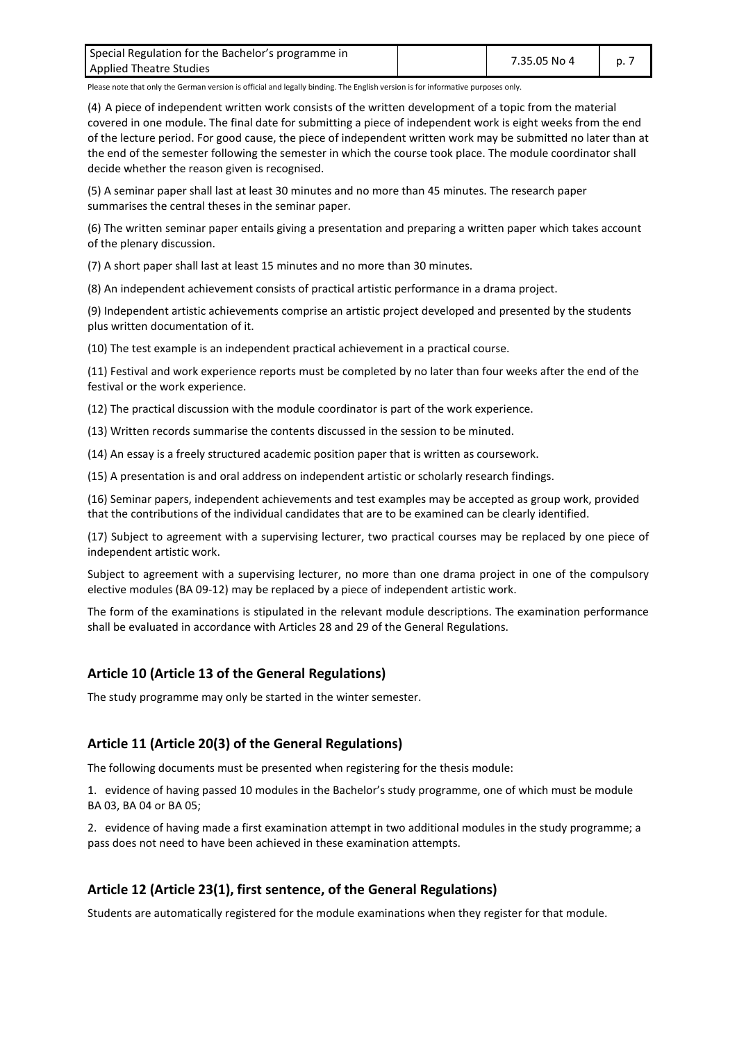(4) A piece of independent written work consists of the written development of a topic from the material covered in one module. The final date for submitting a piece of independent work is eight weeks from the end of the lecture period. For good cause, the piece of independent written work may be submitted no later than at the end of the semester following the semester in which the course took place. The module coordinator shall decide whether the reason given is recognised.

(5) A seminar paper shall last at least 30 minutes and no more than 45 minutes. The research paper summarises the central theses in the seminar paper.

(6) The written seminar paper entails giving a presentation and preparing a written paper which takes account of the plenary discussion.

(7) A short paper shall last at least 15 minutes and no more than 30 minutes.

(8) An independent achievement consists of practical artistic performance in a drama project.

(9) Independent artistic achievements comprise an artistic project developed and presented by the students plus written documentation of it.

(10) The test example is an independent practical achievement in a practical course.

(11) Festival and work experience reports must be completed by no later than four weeks after the end of the festival or the work experience.

(12) The practical discussion with the module coordinator is part of the work experience.

(13) Written records summarise the contents discussed in the session to be minuted.

(14) An essay is a freely structured academic position paper that is written as coursework.

(15) A presentation is and oral address on independent artistic or scholarly research findings.

(16) Seminar papers, independent achievements and test examples may be accepted as group work, provided that the contributions of the individual candidates that are to be examined can be clearly identified.

(17) Subject to agreement with a supervising lecturer, two practical courses may be replaced by one piece of independent artistic work.

Subject to agreement with a supervising lecturer, no more than one drama project in one of the compulsory elective modules (BA 09-12) may be replaced by a piece of independent artistic work.

The form of the examinations is stipulated in the relevant module descriptions. The examination performance shall be evaluated in accordance with Articles 28 and 29 of the General Regulations.

## Article 10 (Article 13 of the General Regulations)

The study programme may only be started in the winter semester.

## Article 11 (Article 20(3) of the General Regulations)

The following documents must be presented when registering for the thesis module:

1. evidence of having passed 10 modules in the Bachelor's study programme, one of which must be module BA 03, BA 04 or BA 05;

2. evidence of having made a first examination attempt in two additional modules in the study programme; a pass does not need to have been achieved in these examination attempts.

## Article 12 (Article 23(1), first sentence, of the General Regulations)

Students are automatically registered for the module examinations when they register for that module.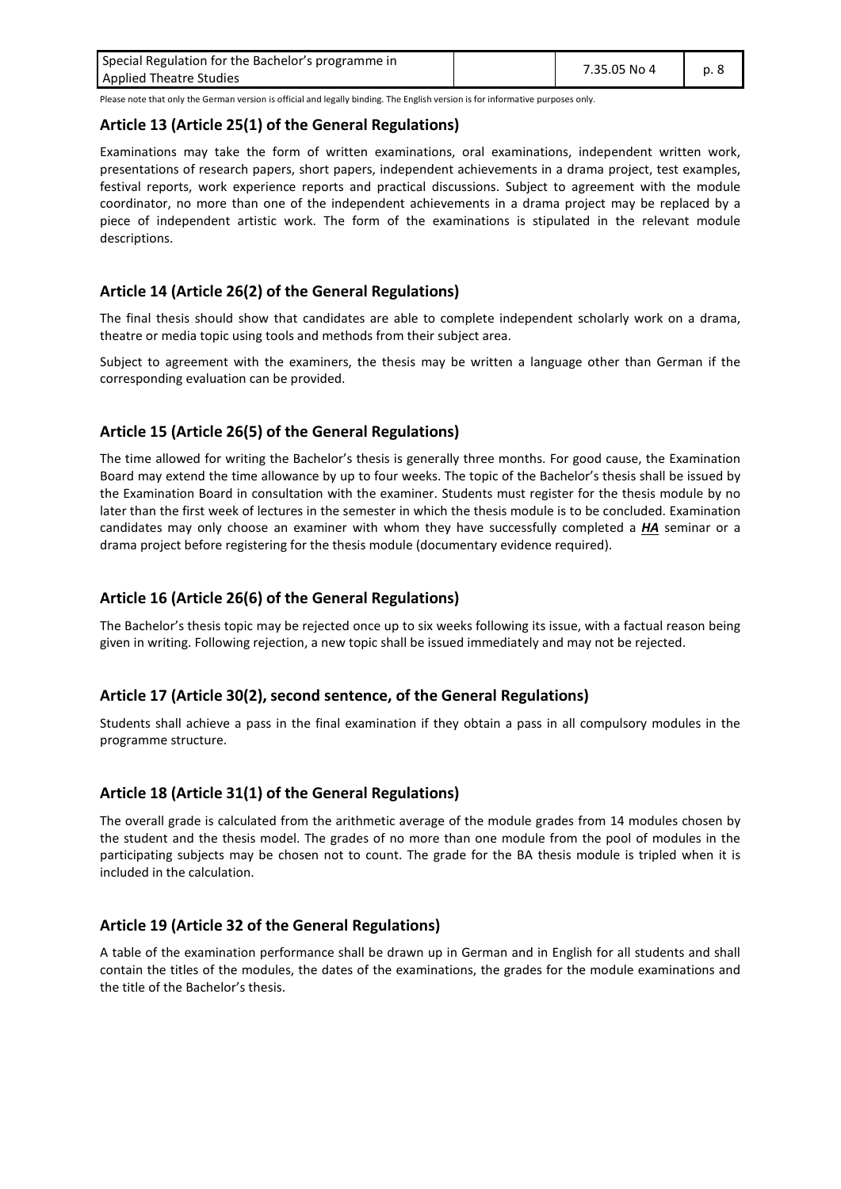Please note that only the German version is official and legally binding. The English version is for informative purposes only.

## Article 13 (Article 25(1) of the General Regulations)

Examinations may take the form of written examinations, oral examinations, independent written work, presentations of research papers, short papers, independent achievements in a drama project, test examples, festival reports, work experience reports and practical discussions. Subject to agreement with the module coordinator, no more than one of the independent achievements in a drama project may be replaced by a piece of independent artistic work. The form of the examinations is stipulated in the relevant module descriptions.

## Article 14 (Article 26(2) of the General Regulations)

The final thesis should show that candidates are able to complete independent scholarly work on a drama, theatre or media topic using tools and methods from their subject area.

Subject to agreement with the examiners, the thesis may be written a language other than German if the corresponding evaluation can be provided.

## Article 15 (Article 26(5) of the General Regulations)

The time allowed for writing the Bachelor's thesis is generally three months. For good cause, the Examination Board may extend the time allowance by up to four weeks. The topic of the Bachelor's thesis shall be issued by the Examination Board in consultation with the examiner. Students must register for the thesis module by no later than the first week of lectures in the semester in which the thesis module is to be concluded. Examination candidates may only choose an examiner with whom they have successfully completed a ***HA*** seminar or a drama project before registering for the thesis module (documentary evidence required).

## Article 16 (Article 26(6) of the General Regulations)

The Bachelor's thesis topic may be rejected once up to six weeks following its issue, with a factual reason being given in writing. Following rejection, a new topic shall be issued immediately and may not be rejected.

## Article 17 (Article 30(2), second sentence, of the General Regulations)

Students shall achieve a pass in the final examination if they obtain a pass in all compulsory modules in the programme structure.

## Article 18 (Article 31(1) of the General Regulations)

The overall grade is calculated from the arithmetic average of the module grades from 14 modules chosen by the student and the thesis model. The grades of no more than one module from the pool of modules in the participating subjects may be chosen not to count. The grade for the BA thesis module is tripled when it is included in the calculation.

## Article 19 (Article 32 of the General Regulations)

A table of the examination performance shall be drawn up in German and in English for all students and shall contain the titles of the modules, the dates of the examinations, the grades for the module examinations and the title of the Bachelor's thesis.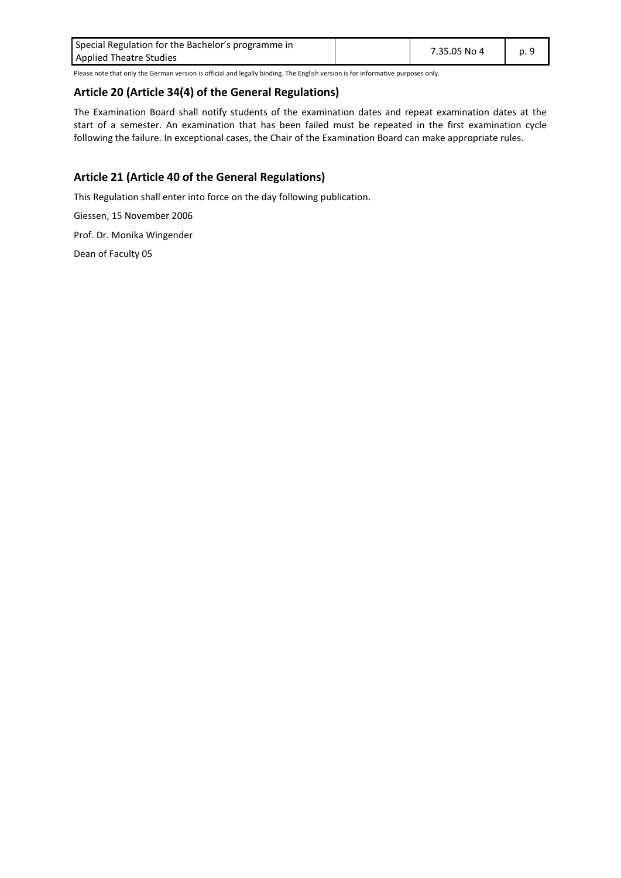## Article 20 (Article 34(4) of the General Regulations)

The Examination Board shall notify students of the examination dates and repeat examination dates at the start of a semester. An examination that has been failed must be repeated in the first examination cycle following the failure. In exceptional cases, the Chair of the Examination Board can make appropriate rules.

## Article 21 (Article 40 of the General Regulations)

This Regulation shall enter into force on the day following publication.

Giessen, 15 November 2006

Prof. Dr. Monika Wingender

Dean of Faculty 05